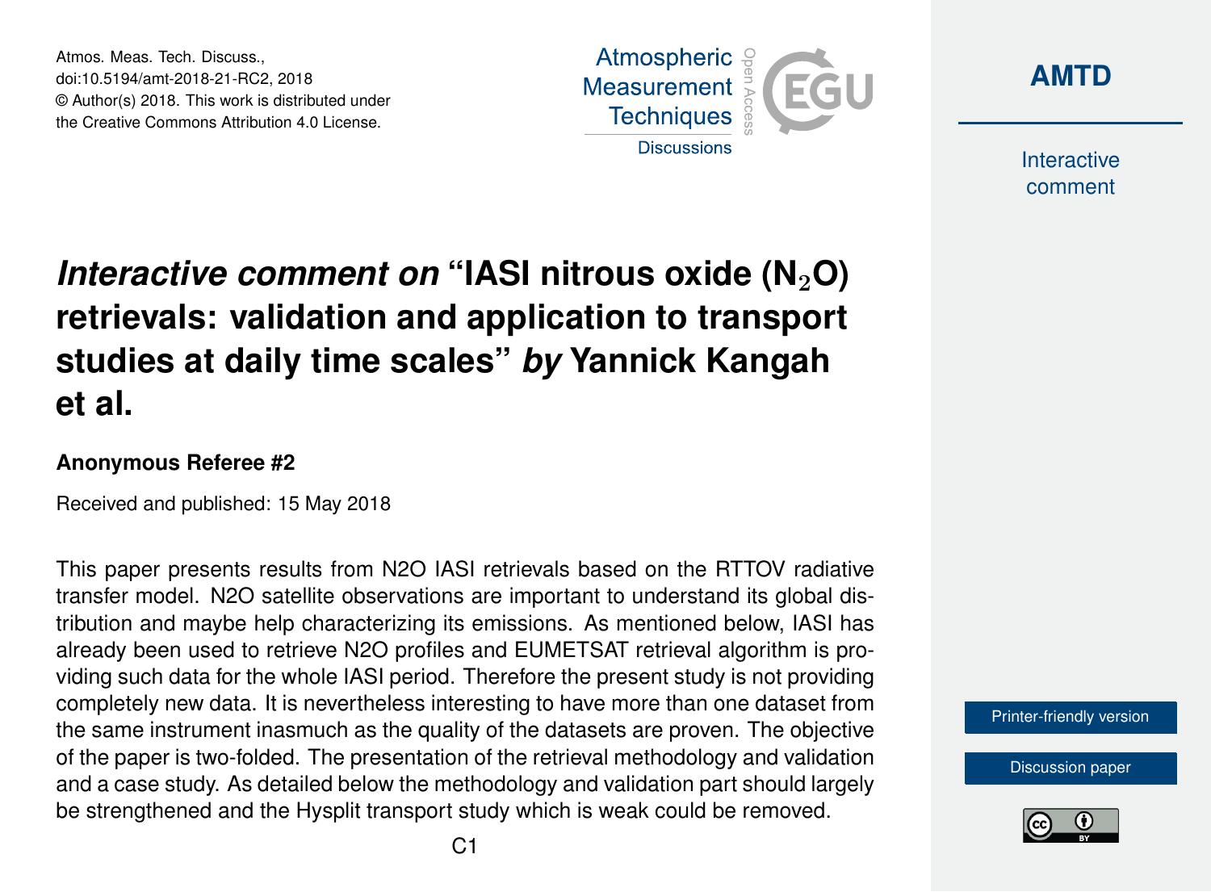# *Interactive comment on* "IASI nitrous oxide ($N_2O$) retrievals: validation and application to transport studies at daily time scales" *by* Yannick Kangah et al.

**Anonymous Referee #2**

Received and published: 15 May 2018

This paper presents results from N2O IASI retrievals based on the RTTOV radiative transfer model. N2O satellite observations are important to understand its global distribution and maybe help characterizing its emissions. As mentioned below, IASI has already been used to retrieve N2O profiles and EUMETSAT retrieval algorithm is providing such data for the whole IASI period. Therefore the present study is not providing completely new data. It is nevertheless interesting to have more than one dataset from the same instrument inasmuch as the quality of the datasets are proven. The objective of the paper is two-folded. The presentation of the retrieval methodology and validation and a case study. As detailed below the methodology and validation part should largely be strengthened and the Hysplit transport study which is weak could be removed.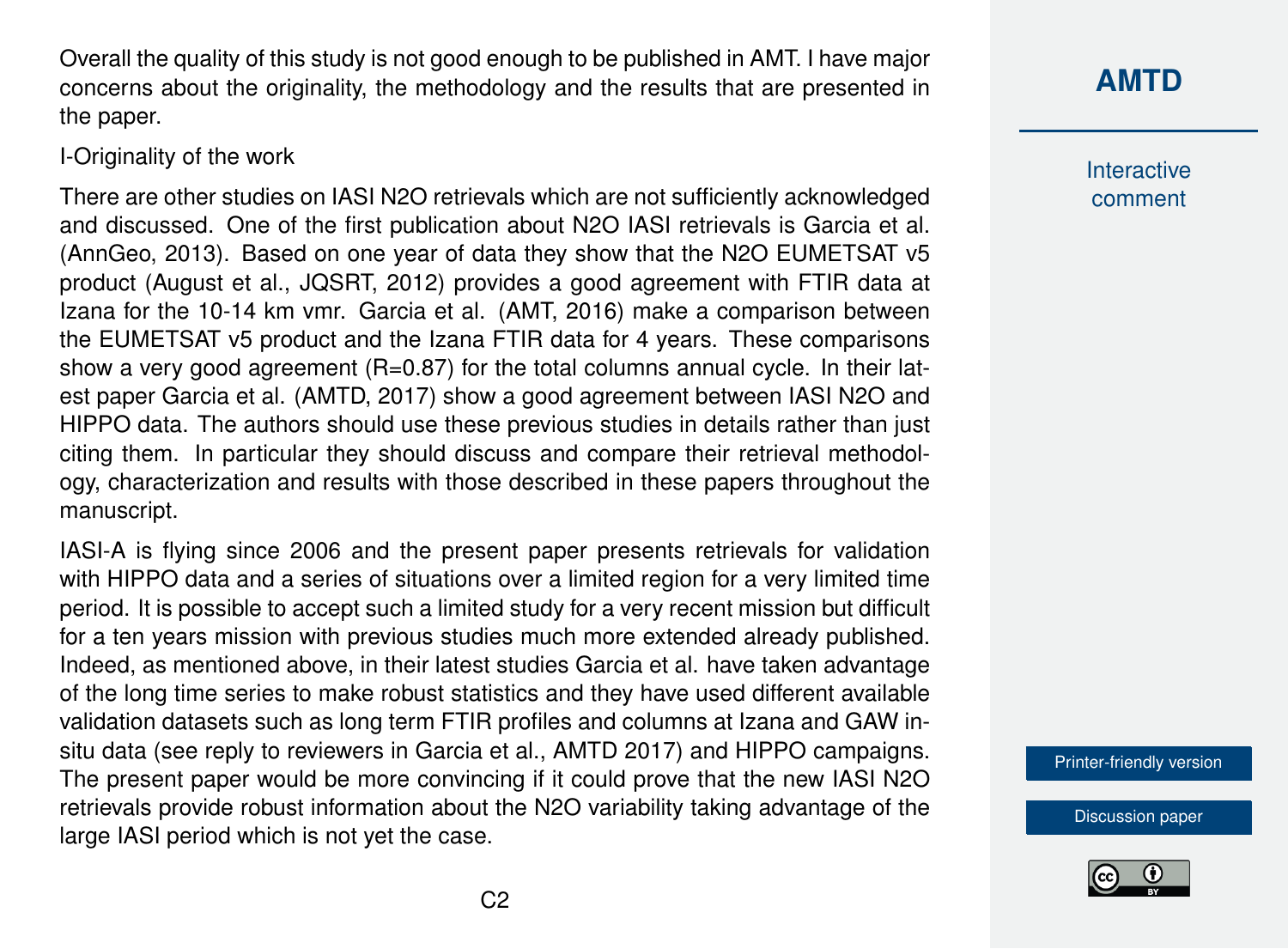Overall the quality of this study is not good enough to be published in AMT. I have major concerns about the originality, the methodology and the results that are presented in the paper.

I-Originality of the work

There are other studies on IASI $N_2O$ retrievals which are not sufficiently acknowledged and discussed. One of the first publication about $N_2O$ IASI retrievals is Garcia et al. (AnnGeo, 2013). Based on one year of data they show that the $N_2O$ EUMETSAT v5 product (August et al., JQSRT, 2012) provides a good agreement with FTIR data at Izana for the 10-14 km vmr. Garcia et al. (AMT, 2016) make a comparison between the EUMETSAT v5 product and the Izana FTIR data for 4 years. These comparisons show a very good agreement ($R=0.87$) for the total columns annual cycle. In their latest paper Garcia et al. (AMTD, 2017) show a good agreement between IASI $N_2O$ and HIPPO data. The authors should use these previous studies in details rather than just citing them. In particular they should discuss and compare their retrieval methodology, characterization and results with those described in these papers throughout the manuscript.

IASI-A is flying since 2006 and the present paper presents retrievals for validation with HIPPO data and a series of situations over a limited region for a very limited time period. It is possible to accept such a limited study for a very recent mission but difficult for a ten years mission with previous studies much more extended already published. Indeed, as mentioned above, in their latest studies Garcia et al. have taken advantage of the long time series to make robust statistics and they have used different available validation datasets such as long term FTIR profiles and columns at Izana and GAW in-situ data (see reply to reviewers in Garcia et al., AMTD 2017) and HIPPO campaigns. The present paper would be more convincing if it could prove that the new IASI $N_2O$ retrievals provide robust information about the $N_2O$ variability taking advantage of the large IASI period which is not yet the case.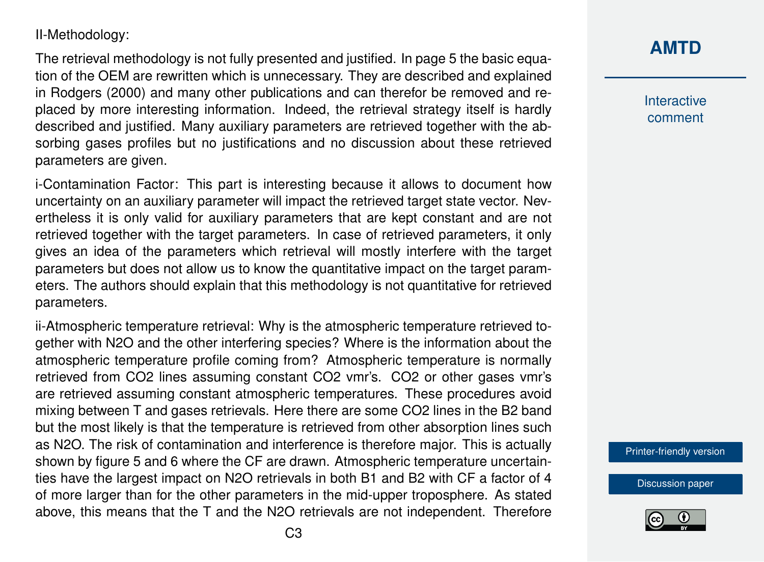II-Methodology:

The retrieval methodology is not fully presented and justified. In page 5 the basic equation of the OEM are rewritten which is unnecessary. They are described and explained in Rodgers (2000) and many other publications and can therefor be removed and replaced by more interesting information. Indeed, the retrieval strategy itself is hardly described and justified. Many auxiliary parameters are retrieved together with the absorbing gases profiles but no justifications and no discussion about these retrieved parameters are given.

i-Contamination Factor: This part is interesting because it allows to document how uncertainty on an auxiliary parameter will impact the retrieved target state vector. Nevertheless it is only valid for auxiliary parameters that are kept constant and are not retrieved together with the target parameters. In case of retrieved parameters, it only gives an idea of the parameters which retrieval will mostly interfere with the target parameters but does not allow us to know the quantitative impact on the target parameters. The authors should explain that this methodology is not quantitative for retrieved parameters.

ii-Atmospheric temperature retrieval: Why is the atmospheric temperature retrieved together with $N_2O$ and the other interfering species? Where is the information about the atmospheric temperature profile coming from? Atmospheric temperature is normally retrieved from $CO_2$ lines assuming constant $CO_2$ vmr's. $CO_2$ or other gases vmr's are retrieved assuming constant atmospheric temperatures. These procedures avoid mixing between T and gases retrievals. Here there are some $CO_2$ lines in the B2 band but the most likely is that the temperature is retrieved from other absorption lines such as $N_2O$. The risk of contamination and interference is therefore major. This is actually shown by figure 5 and 6 where the CF are drawn. Atmospheric temperature uncertainties have the largest impact on $N_2O$ retrievals in both B1 and B2 with CF a factor of 4 of more larger than for the other parameters in the mid-upper troposphere. As stated above, this means that the T and the $N_2O$ retrievals are not independent. Therefore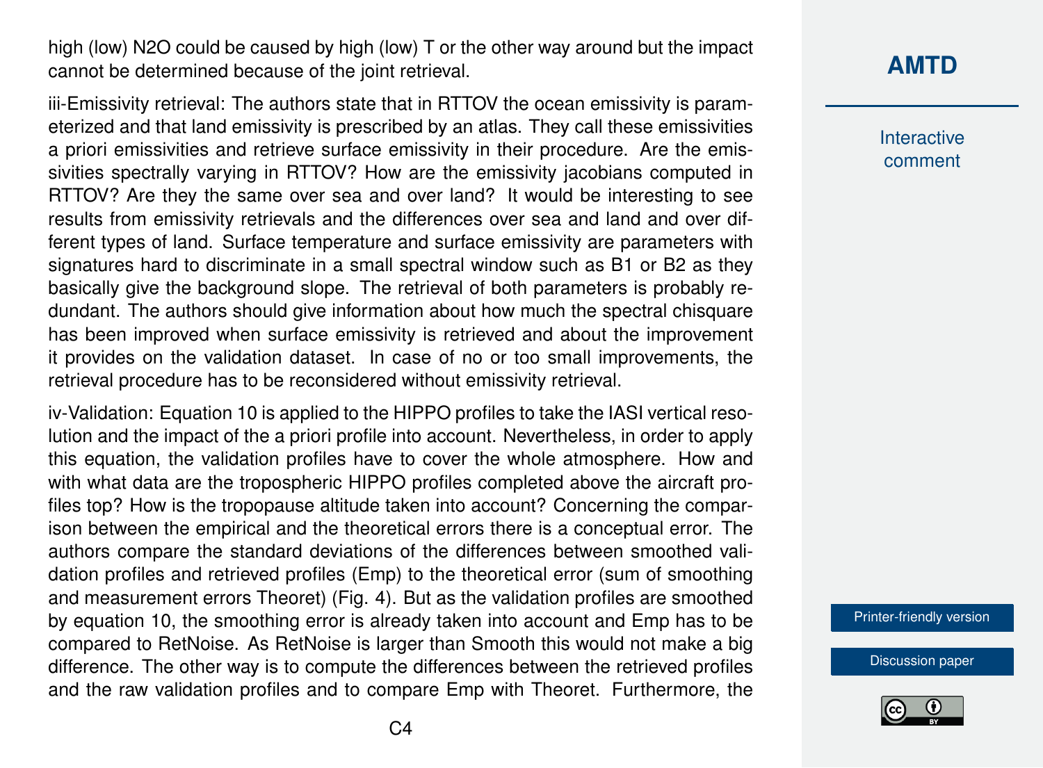high (low) $N_2O$ could be caused by high (low) T or the other way around but the impact cannot be determined because of the joint retrieval.

iii-Emissivity retrieval: The authors state that in RTTOV the ocean emissivity is parameterized and that land emissivity is prescribed by an atlas. They call these emissivities a priori emissivities and retrieve surface emissivity in their procedure. Are the emissivities spectrally varying in RTTOV? How are the emissivity jacobians computed in RTTOV? Are they the same over sea and over land? It would be interesting to see results from emissivity retrievals and the differences over sea and land and over different types of land. Surface temperature and surface emissivity are parameters with signatures hard to discriminate in a small spectral window such as B1 or B2 as they basically give the background slope. The retrieval of both parameters is probably redundant. The authors should give information about how much the spectral chisquare has been improved when surface emissivity is retrieved and about the improvement it provides on the validation dataset. In case of no or too small improvements, the retrieval procedure has to be reconsidered without emissivity retrieval.

iv-Validation: Equation 10 is applied to the HIPPO profiles to take the IASI vertical resolution and the impact of the a priori profile into account. Nevertheless, in order to apply this equation, the validation profiles have to cover the whole atmosphere. How and with what data are the tropospheric HIPPO profiles completed above the aircraft profiles top? How is the tropopause altitude taken into account? Concerning the comparison between the empirical and the theoretical errors there is a conceptual error. The authors compare the standard deviations of the differences between smoothed validation profiles and retrieved profiles (Emp) to the theoretical error (sum of smoothing and measurement errors Theoret) (Fig. 4). But as the validation profiles are smoothed by equation 10, the smoothing error is already taken into account and Emp has to be compared to RetNoise. As RetNoise is larger than Smooth this would not make a big difference. The other way is to compute the differences between the retrieved profiles and the raw validation profiles and to compare Emp with Theoret. Furthermore, the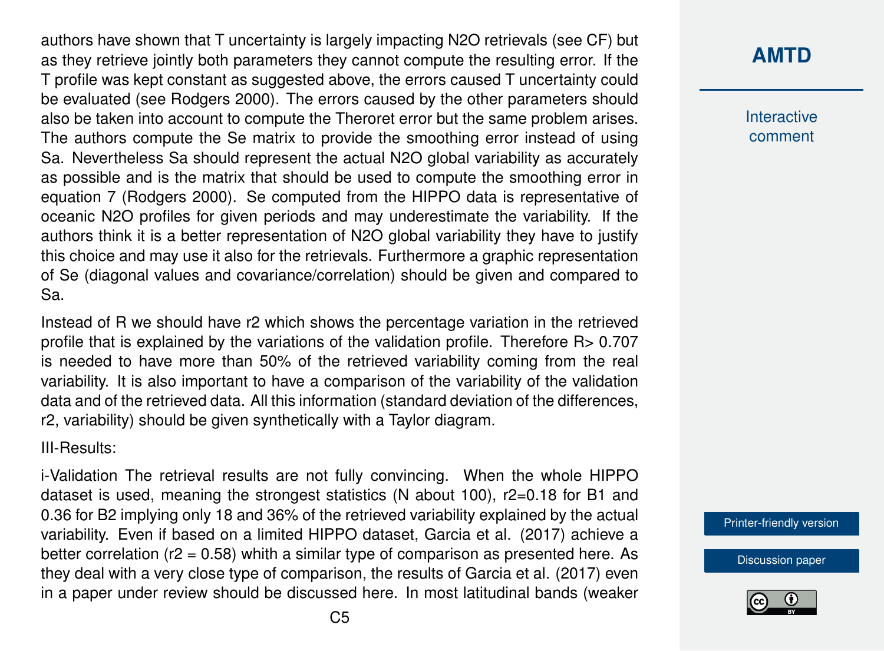authors have shown that T uncertainty is largely impacting $N_2O$ retrievals (see CF) but as they retrieve jointly both parameters they cannot compute the resulting error. If the T profile was kept constant as suggested above, the errors caused T uncertainty could be evaluated (see Rodgers 2000). The errors caused by the other parameters should also be taken into account to compute the Theroret error but the same problem arises. The authors compute the Se matrix to provide the smoothing error instead of using Sa. Nevertheless Sa should represent the actual $N_2O$ global variability as accurately as possible and is the matrix that should be used to compute the smoothing error in equation 7 (Rodgers 2000). Se computed from the HIPPO data is representative of oceanic $N_2O$ profiles for given periods and may underestimate the variability. If the authors think it is a better representation of $N_2O$ global variability they have to justify this choice and may use it also for the retrievals. Furthermore a graphic representation of Se (diagonal values and covariance/correlation) should be given and compared to Sa.

Instead of R we should have $r^2$ which shows the percentage variation in the retrieved profile that is explained by the variations of the validation profile. Therefore $R > 0.707$ is needed to have more than 50% of the retrieved variability coming from the real variability. It is also important to have a comparison of the variability of the validation data and of the retrieved data. All this information (standard deviation of the differences, $r^2$, variability) should be given synthetically with a Taylor diagram.

III-Results:

i-Validation The retrieval results are not fully convincing. When the whole HIPPO dataset is used, meaning the strongest statistics (N about 100), $r^2=0.18$ for B1 and 0.36 for B2 implying only 18 and 36% of the retrieved variability explained by the actual variability. Even if based on a limited HIPPO dataset, Garcia et al. (2017) achieve a better correlation ($r^2 = 0.58$) whith a similar type of comparison as presented here. As they deal with a very close type of comparison, the results of Garcia et al. (2017) even in a paper under review should be discussed here. In most latitudinal bands (weaker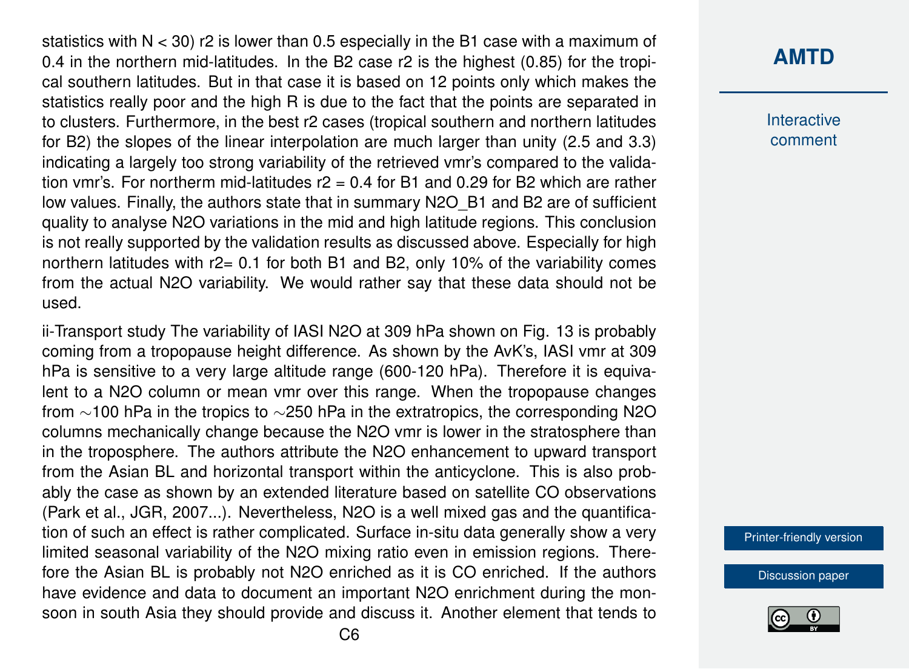statistics with N < 30) r2 is lower than 0.5 especially in the B1 case with a maximum of 0.4 in the northern mid-latitudes. In the B2 case r2 is the highest (0.85) for the tropical southern latitudes. But in that case it is based on 12 points only which makes the statistics really poor and the high R is due to the fact that the points are separated in to clusters. Furthermore, in the best r2 cases (tropical southern and northern latitudes for B2) the slopes of the linear interpolation are much larger than unity (2.5 and 3.3) indicating a largely too strong variability of the retrieved vmr's compared to the validation vmr's. For northerm mid-latitudes r2 = 0.4 for B1 and 0.29 for B2 which are rather low values. Finally, the authors state that in summary N2O_B1 and B2 are of sufficient quality to analyse N2O variations in the mid and high latitude regions. This conclusion is not really supported by the validation results as discussed above. Especially for high northern latitudes with r2= 0.1 for both B1 and B2, only 10% of the variability comes from the actual N2O variability. We would rather say that these data should not be used.

ii-Transport study The variability of IASI N2O at 309 hPa shown on Fig. 13 is probably coming from a tropopause height difference. As shown by the AvK's, IASI vmr at 309 hPa is sensitive to a very large altitude range (600-120 hPa). Therefore it is equivalent to a N2O column or mean vmr over this range. When the tropopause changes from ∼100 hPa in the tropics to ∼250 hPa in the extratropics, the corresponding N2O columns mechanically change because the N2O vmr is lower in the stratosphere than in the troposphere. The authors attribute the N2O enhancement to upward transport from the Asian BL and horizontal transport within the anticyclone. This is also probably the case as shown by an extended literature based on satellite CO observations (Park et al., JGR, 2007...). Nevertheless, N2O is a well mixed gas and the quantification of such an effect is rather complicated. Surface in-situ data generally show a very limited seasonal variability of the N2O mixing ratio even in emission regions. Therefore the Asian BL is probably not N2O enriched as it is CO enriched. If the authors have evidence and data to document an important N2O enrichment during the monsoon in south Asia they should provide and discuss it. Another element that tends to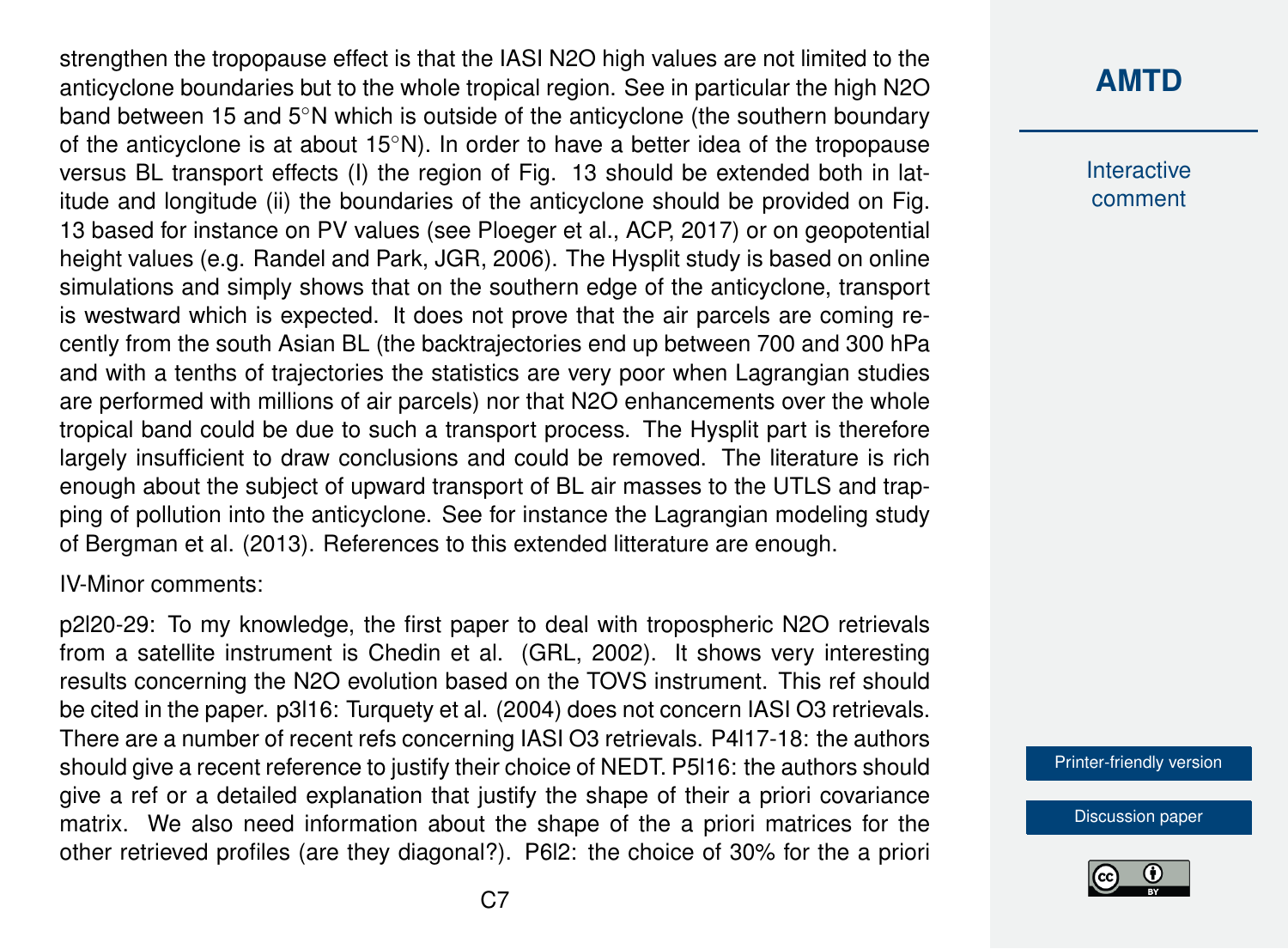strengthen the tropopause effect is that the IASI $N_2O$ high values are not limited to the anticyclone boundaries but to the whole tropical region. See in particular the high $N_2O$ band between 15 and 5°N which is outside of the anticyclone (the southern boundary of the anticyclone is at about 15°N). In order to have a better idea of the tropopause versus BL transport effects (I) the region of Fig. 13 should be extended both in latitude and longitude (ii) the boundaries of the anticyclone should be provided on Fig. 13 based for instance on PV values (see Ploeger et al., ACP, 2017) or on geopotential height values (e.g. Randel and Park, JGR, 2006). The Hysplit study is based on online simulations and simply shows that on the southern edge of the anticyclone, transport is westward which is expected. It does not prove that the air parcels are coming recently from the south Asian BL (the backtrajectories end up between 700 and 300 hPa and with a tenths of trajectories the statistics are very poor when Lagrangian studies are performed with millions of air parcels) nor that $N_2O$ enhancements over the whole tropical band could be due to such a transport process. The Hysplit part is therefore largely insufficient to draw conclusions and could be removed. The literature is rich enough about the subject of upward transport of BL air masses to the UTLS and trapping of pollution into the anticyclone. See for instance the Lagrangian modeling study of Bergman et al. (2013). References to this extended litterature are enough.

IV-Minor comments:

p2l20-29: To my knowledge, the first paper to deal with tropospheric $N_2O$ retrievals from a satellite instrument is Chedin et al. (GRL, 2002). It shows very interesting results concerning the $N_2O$ evolution based on the TOVS instrument. This ref should be cited in the paper. p3l16: Turquety et al. (2004) does not concern IASI $O_3$ retrievals. There are a number of recent refs concerning IASI $O_3$ retrievals. P4l17-18: the authors should give a recent reference to justify their choice of NEDT. P5l16: the authors should give a ref or a detailed explanation that justify the shape of their a priori covariance matrix. We also need information about the shape of the a priori matrices for the other retrieved profiles (are they diagonal?). P6l2: the choice of 30% for the a priori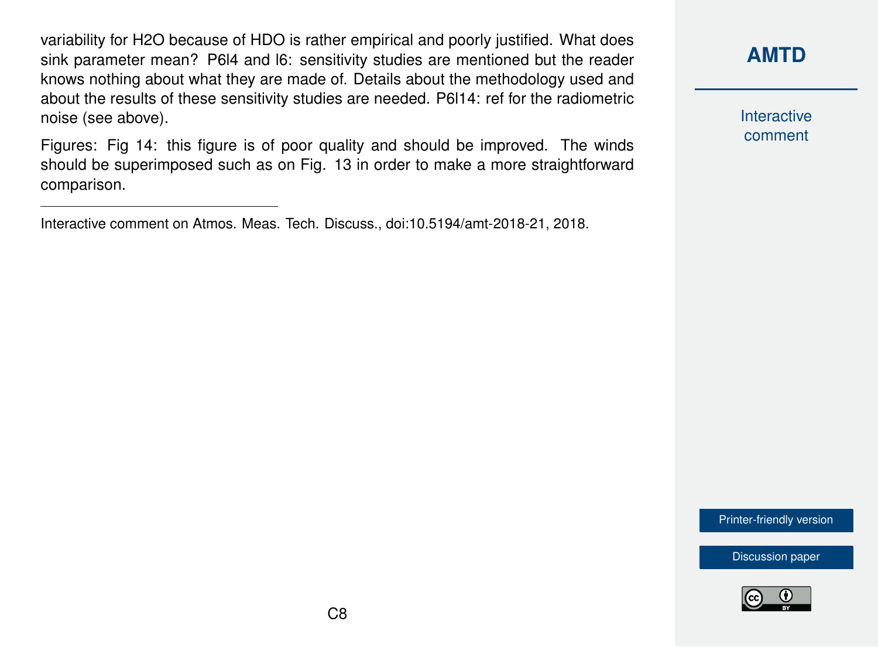variability for $H_2O$ because of HDO is rather empirical and poorly justified. What does sink parameter mean? P6l4 and l6: sensitivity studies are mentioned but the reader knows nothing about what they are made of. Details about the methodology used and about the results of these sensitivity studies are needed. P6l14: ref for the radiometric noise (see above).

Figures: Fig 14: this figure is of poor quality and should be improved. The winds should be superimposed such as on Fig. 13 in order to make a more straightforward comparison.

---

Interactive comment on Atmos. Meas. Tech. Discuss., doi:10.5194/amt-2018-21, 2018.